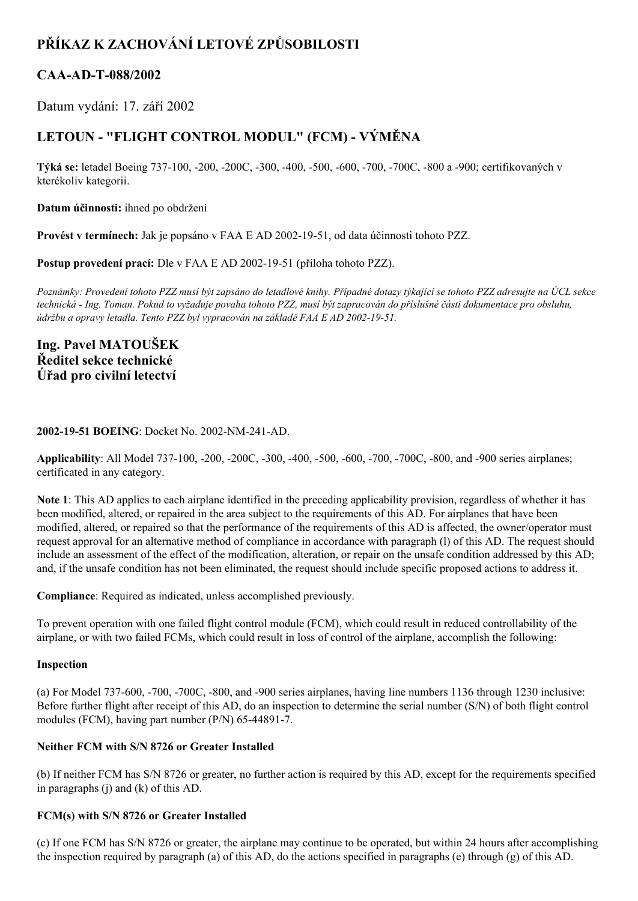# PŘÍKAZ K ZACHOVÁNÍ LETOVÉ ZPŮSOBILOSTI

## CAA-AD-T-088/2002

Datum vydání: 17. září 2002

## LETOUN - "FLIGHT CONTROL MODUL" (FCM) - VÝMĚNA

**Týká se:** letadel Boeing 737-100, -200, -200C, -300, -400, -500, -600, -700, -700C, -800 a -900; certifikovaných v kterékoliv kategorii.

**Datum účinnosti:** ihned po obdržení

**Provést v termínech:** Jak je popsáno v FAA E AD 2002-19-51, od data účinnosti tohoto PZZ.

**Postup provedení prací:** Dle v FAA E AD 2002-19-51 (příloha tohoto PZZ).

*Poznámky: Provedení tohoto PZZ musí být zapsáno do letadlové knihy. Případné dotazy týkající se tohoto PZZ adresujte na ÚCL sekce technická - Ing. Toman. Pokud to vyžaduje povaha tohoto PZZ, musí být zapracován do příslušné části dokumentace pro obsluhu, údržbu a opravy letadla. Tento PZZ byl vypracován na základě FAA E AD 2002-19-51.*

### Ing. Pavel MATOUŠEK
### Ředitel sekce technické
### Úřad pro civilní letectví

**2002-19-51 BOEING**: Docket No. 2002-NM-241-AD.

**Applicability**: All Model 737-100, -200, -200C, -300, -400, -500, -600, -700, -700C, -800, and -900 series airplanes; certificated in any category.

**Note 1**: This AD applies to each airplane identified in the preceding applicability provision, regardless of whether it has been modified, altered, or repaired in the area subject to the requirements of this AD. For airplanes that have been modified, altered, or repaired so that the performance of the requirements of this AD is affected, the owner/operator must request approval for an alternative method of compliance in accordance with paragraph (l) of this AD. The request should include an assessment of the effect of the modification, alteration, or repair on the unsafe condition addressed by this AD; and, if the unsafe condition has not been eliminated, the request should include specific proposed actions to address it.

**Compliance**: Required as indicated, unless accomplished previously.

To prevent operation with one failed flight control module (FCM), which could result in reduced controllability of the airplane, or with two failed FCMs, which could result in loss of control of the airplane, accomplish the following:

**Inspection**

(a) For Model 737-600, -700, -700C, -800, and -900 series airplanes, having line numbers 1136 through 1230 inclusive: Before further flight after receipt of this AD, do an inspection to determine the serial number (S/N) of both flight control modules (FCM), having part number (P/N) 65-44891-7.

**Neither FCM with S/N 8726 or Greater Installed**

(b) If neither FCM has S/N 8726 or greater, no further action is required by this AD, except for the requirements specified in paragraphs (j) and (k) of this AD.

**FCM(s) with S/N 8726 or Greater Installed**

(c) If one FCM has S/N 8726 or greater, the airplane may continue to be operated, but within 24 hours after accomplishing the inspection required by paragraph (a) of this AD, do the actions specified in paragraphs (e) through (g) of this AD.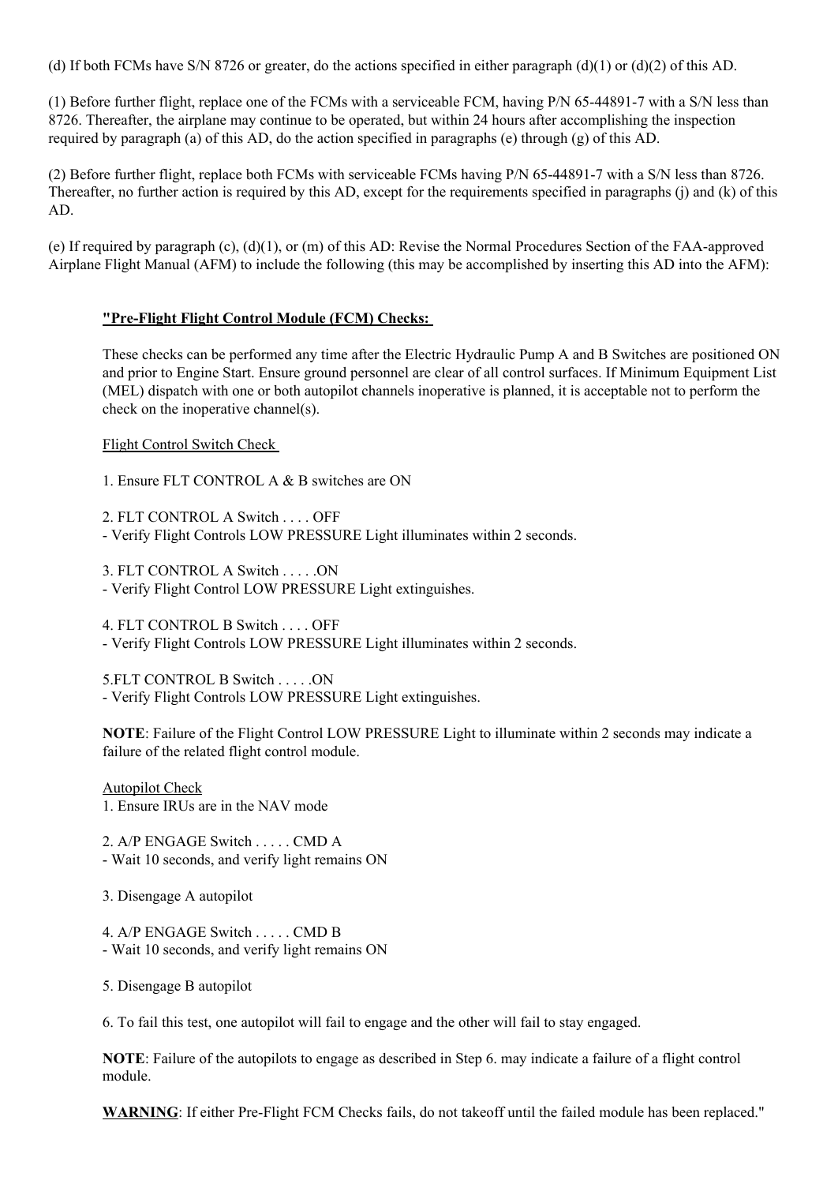(d) If both FCMs have S/N 8726 or greater, do the actions specified in either paragraph (d)(1) or (d)(2) of this AD.

(1) Before further flight, replace one of the FCMs with a serviceable FCM, having P/N 65-44891-7 with a S/N less than 8726. Thereafter, the airplane may continue to be operated, but within 24 hours after accomplishing the inspection required by paragraph (a) of this AD, do the action specified in paragraphs (e) through (g) of this AD.

(2) Before further flight, replace both FCMs with serviceable FCMs having P/N 65-44891-7 with a S/N less than 8726. Thereafter, no further action is required by this AD, except for the requirements specified in paragraphs (j) and (k) of this AD.

(e) If required by paragraph (c), (d)(1), or (m) of this AD: Revise the Normal Procedures Section of the FAA-approved Airplane Flight Manual (AFM) to include the following (this may be accomplished by inserting this AD into the AFM):

> **"Pre-Flight Flight Control Module (FCM) Checks:**
>
> These checks can be performed any time after the Electric Hydraulic Pump A and B Switches are positioned ON and prior to Engine Start. Ensure ground personnel are clear of all control surfaces. If Minimum Equipment List (MEL) dispatch with one or both autopilot channels inoperative is planned, it is acceptable not to perform the check on the inoperative channel(s).
>
> Flight Control Switch Check
>
> 1. Ensure FLT CONTROL A & B switches are ON
>
> 2. FLT CONTROL A Switch . . . . OFF
> - Verify Flight Controls LOW PRESSURE Light illuminates within 2 seconds.
>
> 3. FLT CONTROL A Switch . . . . .ON
> - Verify Flight Control LOW PRESSURE Light extinguishes.
>
> 4. FLT CONTROL B Switch . . . . OFF
> - Verify Flight Controls LOW PRESSURE Light illuminates within 2 seconds.
>
> 5.FLT CONTROL B Switch . . . . .ON
> - Verify Flight Controls LOW PRESSURE Light extinguishes.
>
> **NOTE**: Failure of the Flight Control LOW PRESSURE Light to illuminate within 2 seconds may indicate a failure of the related flight control module.
>
> Autopilot Check
>
> 1. Ensure IRUs are in the NAV mode
>
> 2. A/P ENGAGE Switch . . . . . CMD A
> - Wait 10 seconds, and verify light remains ON
>
> 3. Disengage A autopilot
>
> 4. A/P ENGAGE Switch . . . . . CMD B
> - Wait 10 seconds, and verify light remains ON
>
> 5. Disengage B autopilot
>
> 6. To fail this test, one autopilot will fail to engage and the other will fail to stay engaged.
>
> **NOTE**: Failure of the autopilots to engage as described in Step 6. may indicate a failure of a flight control module.
>
> **WARNING**: If either Pre-Flight FCM Checks fails, do not takeoff until the failed module has been replaced."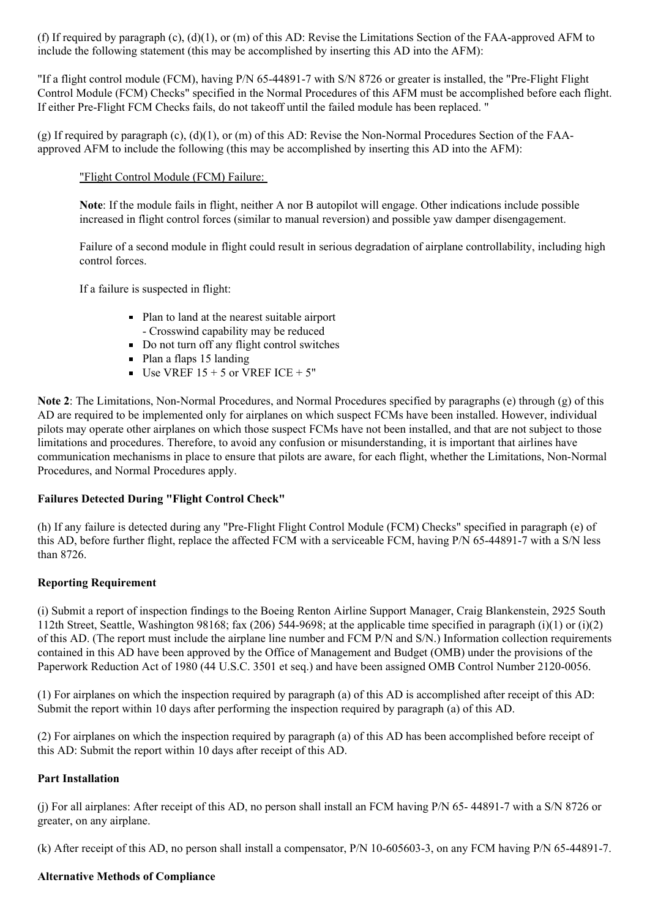(f) If required by paragraph (c), (d)(1), or (m) of this AD: Revise the Limitations Section of the FAA-approved AFM to include the following statement (this may be accomplished by inserting this AD into the AFM):

"If a flight control module (FCM), having P/N 65-44891-7 with S/N 8726 or greater is installed, the "Pre-Flight Flight Control Module (FCM) Checks" specified in the Normal Procedures of this AFM must be accomplished before each flight. If either Pre-Flight FCM Checks fails, do not takeoff until the failed module has been replaced. "

(g) If required by paragraph (c), (d)(1), or (m) of this AD: Revise the Non-Normal Procedures Section of the FAA-approved AFM to include the following (this may be accomplished by inserting this AD into the AFM):

> "Flight Control Module (FCM) Failure:
>
> **Note**: If the module fails in flight, neither A nor B autopilot will engage. Other indications include possible increased in flight control forces (similar to manual reversion) and possible yaw damper disengagement.
>
> Failure of a second module in flight could result in serious degradation of airplane controllability, including high control forces.
>
> If a failure is suspected in flight:
>
> - Plan to land at the nearest suitable airport
>   - Crosswind capability may be reduced
> - Do not turn off any flight control switches
> - Plan a flaps 15 landing
> - Use VREF 15 + 5 or VREF ICE + 5"

**Note 2**: The Limitations, Non-Normal Procedures, and Normal Procedures specified by paragraphs (e) through (g) of this AD are required to be implemented only for airplanes on which suspect FCMs have been installed. However, individual pilots may operate other airplanes on which those suspect FCMs have not been installed, and that are not subject to those limitations and procedures. Therefore, to avoid any confusion or misunderstanding, it is important that airlines have communication mechanisms in place to ensure that pilots are aware, for each flight, whether the Limitations, Non-Normal Procedures, and Normal Procedures apply.

**Failures Detected During "Flight Control Check"**

(h) If any failure is detected during any "Pre-Flight Flight Control Module (FCM) Checks" specified in paragraph (e) of this AD, before further flight, replace the affected FCM with a serviceable FCM, having P/N 65-44891-7 with a S/N less than 8726.

**Reporting Requirement**

(i) Submit a report of inspection findings to the Boeing Renton Airline Support Manager, Craig Blankenstein, 2925 South 112th Street, Seattle, Washington 98168; fax (206) 544-9698; at the applicable time specified in paragraph (i)(1) or (i)(2) of this AD. (The report must include the airplane line number and FCM P/N and S/N.) Information collection requirements contained in this AD have been approved by the Office of Management and Budget (OMB) under the provisions of the Paperwork Reduction Act of 1980 (44 U.S.C. 3501 et seq.) and have been assigned OMB Control Number 2120-0056.

(1) For airplanes on which the inspection required by paragraph (a) of this AD is accomplished after receipt of this AD: Submit the report within 10 days after performing the inspection required by paragraph (a) of this AD.

(2) For airplanes on which the inspection required by paragraph (a) of this AD has been accomplished before receipt of this AD: Submit the report within 10 days after receipt of this AD.

**Part Installation**

(j) For all airplanes: After receipt of this AD, no person shall install an FCM having P/N 65- 44891-7 with a S/N 8726 or greater, on any airplane.

(k) After receipt of this AD, no person shall install a compensator, P/N 10-605603-3, on any FCM having P/N 65-44891-7.

**Alternative Methods of Compliance**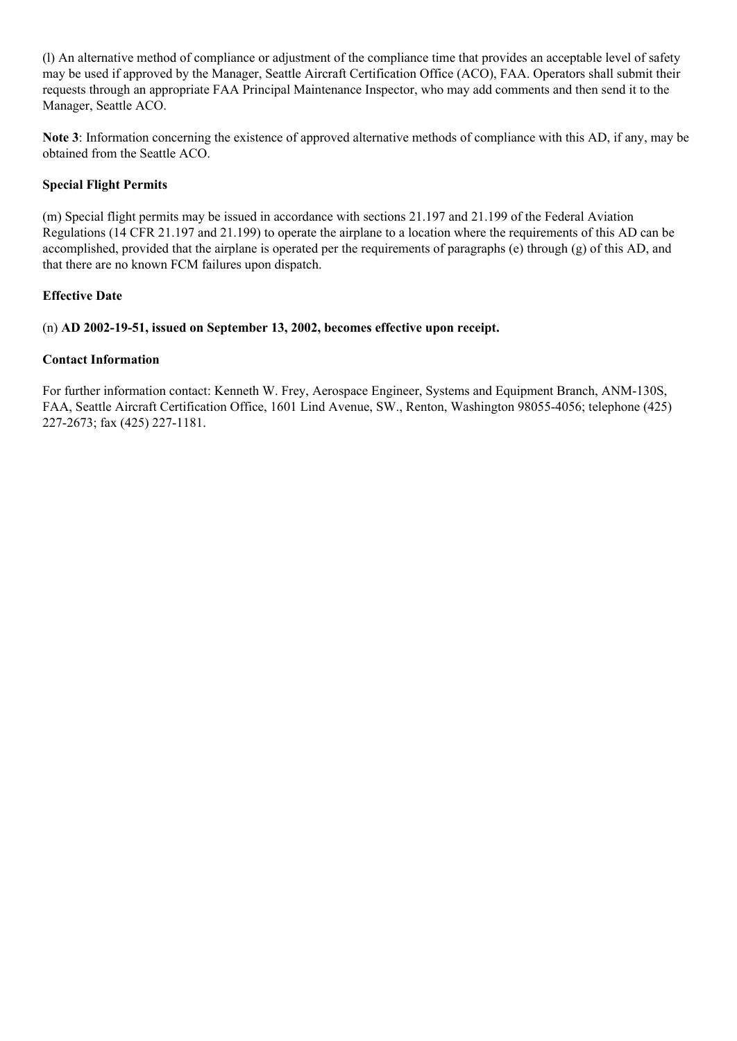(l) An alternative method of compliance or adjustment of the compliance time that provides an acceptable level of safety may be used if approved by the Manager, Seattle Aircraft Certification Office (ACO), FAA. Operators shall submit their requests through an appropriate FAA Principal Maintenance Inspector, who may add comments and then send it to the Manager, Seattle ACO.

**Note 3**: Information concerning the existence of approved alternative methods of compliance with this AD, if any, may be obtained from the Seattle ACO.

**Special Flight Permits**

(m) Special flight permits may be issued in accordance with sections 21.197 and 21.199 of the Federal Aviation Regulations (14 CFR 21.197 and 21.199) to operate the airplane to a location where the requirements of this AD can be accomplished, provided that the airplane is operated per the requirements of paragraphs (e) through (g) of this AD, and that there are no known FCM failures upon dispatch.

**Effective Date**

(n) **AD 2002-19-51, issued on September 13, 2002, becomes effective upon receipt.**

**Contact Information**

For further information contact: Kenneth W. Frey, Aerospace Engineer, Systems and Equipment Branch, ANM-130S, FAA, Seattle Aircraft Certification Office, 1601 Lind Avenue, SW., Renton, Washington 98055-4056; telephone (425) 227-2673; fax (425) 227-1181.